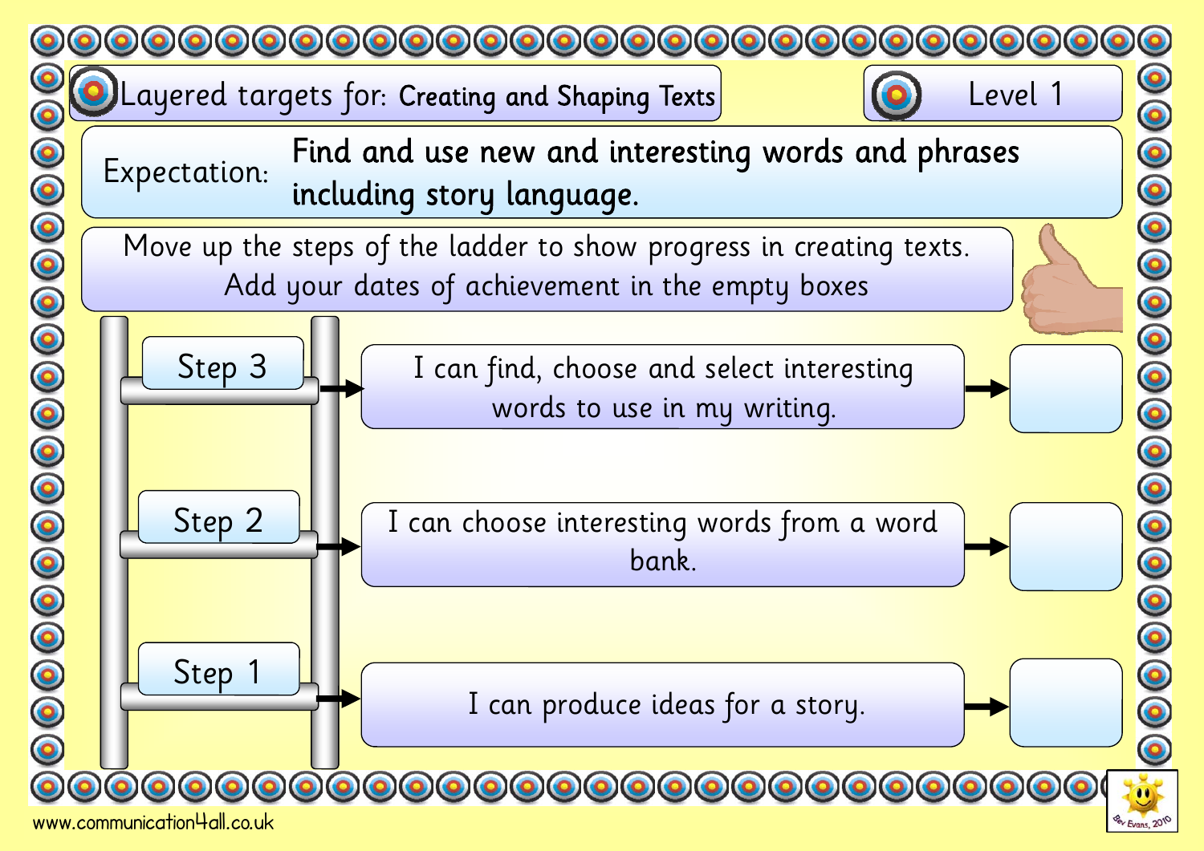# Layered targets for: Creating and Shaping Texts

**Level 1**

Expectation: **Find and use new and interesting words and phrases including story language.**

Move up the steps of the ladder to show progress in creating texts.
Add your dates of achievement in the empty boxes

| Step | Target | Date of achievement |
| --- | --- | --- |
| Step 3 | I can find, choose and select interesting words to use in my writing. | |
| Step 2 | I can choose interesting words from a word bank. | |
| Step 1 | I can produce ideas for a story. | |

www.communication4all.co.uk

Bev Evans, 2010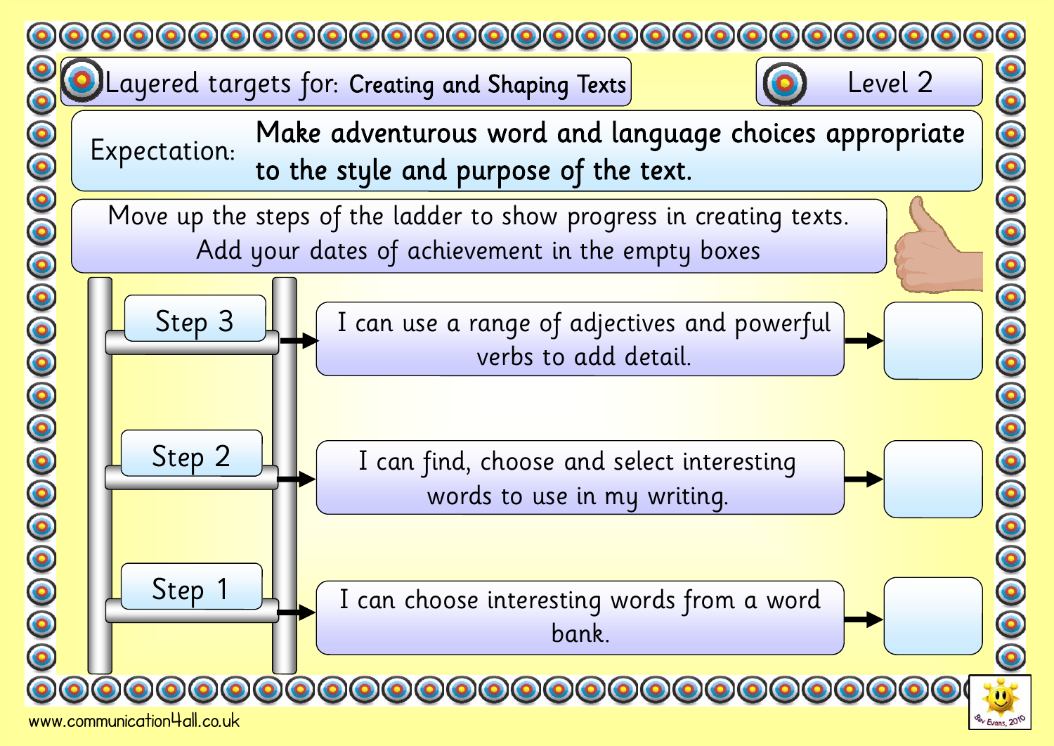# Layered targets for: Creating and Shaping Texts

## Level 2

**Expectation:** **Make adventurous word and language choices appropriate to the style and purpose of the text.**

Move up the steps of the ladder to show progress in creating texts.
Add your dates of achievement in the empty boxes

| | | |
|---|---|---|
| Step 3 | I can use a range of adjectives and powerful verbs to add detail. | |
| Step 2 | I can find, choose and select interesting words to use in my writing. | |
| Step 1 | I can choose interesting words from a word bank. | |

www.communication4all.co.uk

Bev Evans, 2010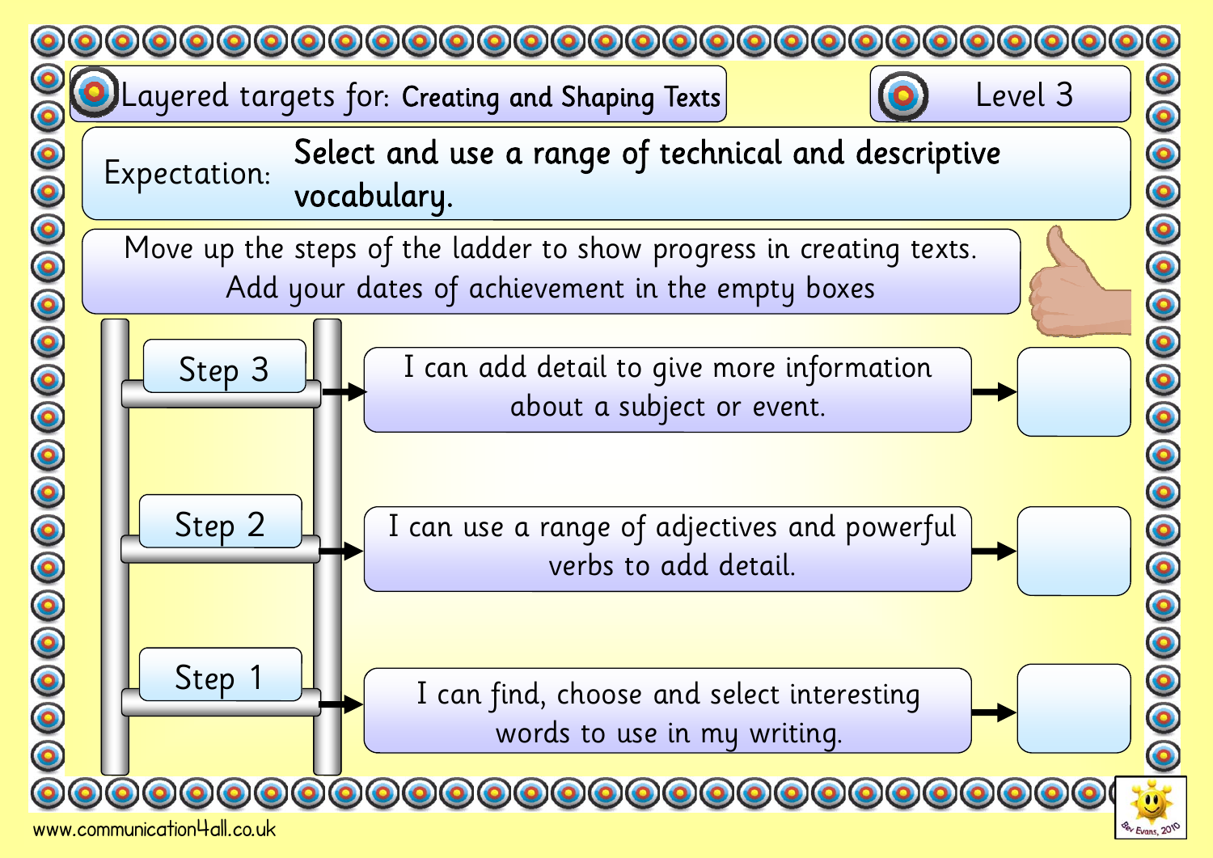# Layered targets for: Creating and Shaping Texts

**Level 3**

Expectation: **Select and use a range of technical and descriptive vocabulary.**

Move up the steps of the ladder to show progress in creating texts.
Add your dates of achievement in the empty boxes

| | | |
|---|---|---|
| Step 3 | I can add detail to give more information about a subject or event. | |
| Step 2 | I can use a range of adjectives and powerful verbs to add detail. | |
| Step 1 | I can find, choose and select interesting words to use in my writing. | |

www.communication4all.co.uk

Bev Evans, 2010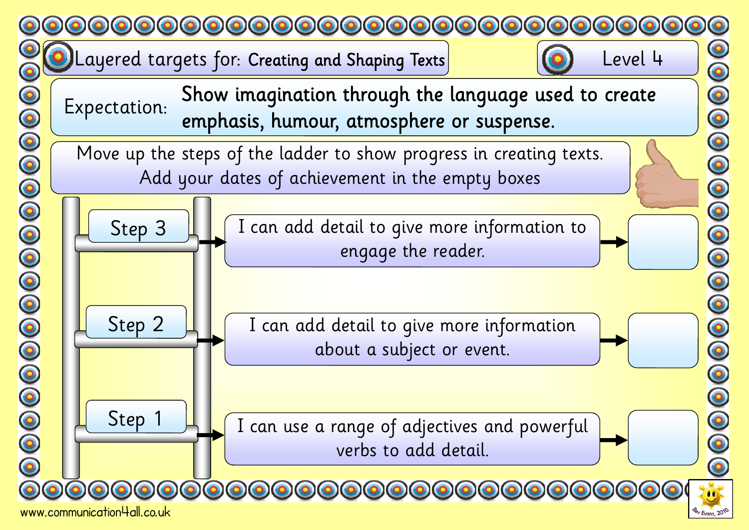# Layered targets for: Creating and Shaping Texts

**Level 4**

Expectation: **Show imagination through the language used to create emphasis, humour, atmosphere or suspense.**

Move up the steps of the ladder to show progress in creating texts.
Add your dates of achievement in the empty boxes

| | | |
|---|---|---|
| Step 3 | I can add detail to give more information to engage the reader. | |
| Step 2 | I can add detail to give more information about a subject or event. | |
| Step 1 | I can use a range of adjectives and powerful verbs to add detail. | |

www.communication4all.co.uk

Bev Evans, 2010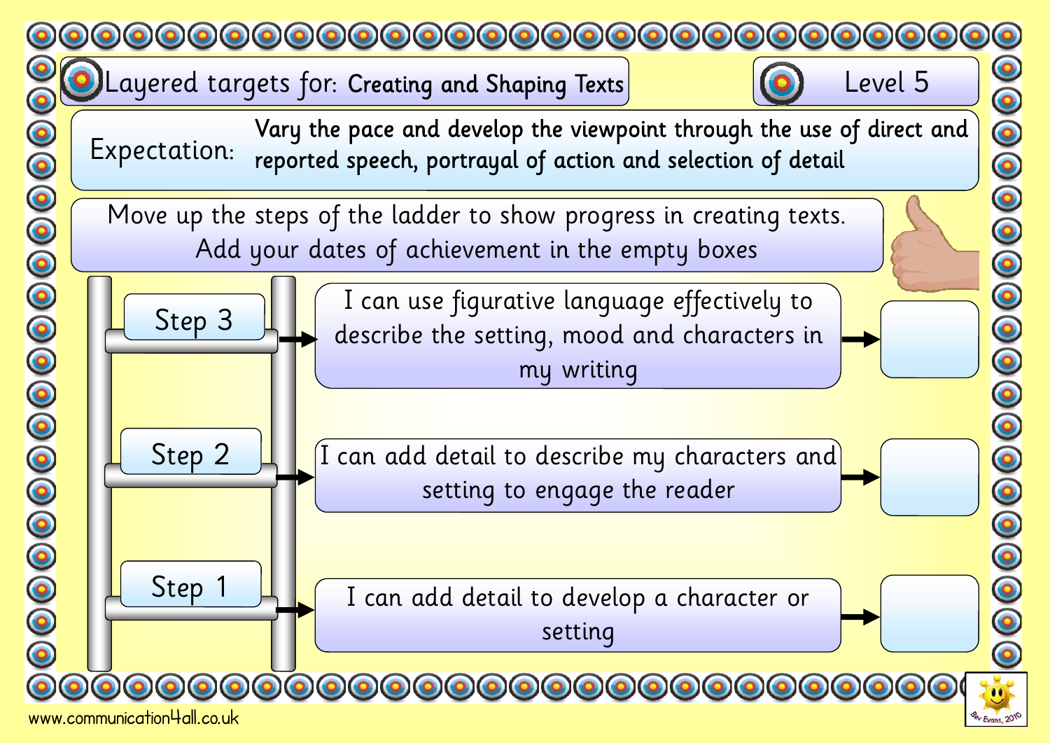# Layered targets for: Creating and Shaping Texts

**Level 5**

Expectation: Vary the pace and develop the viewpoint through the use of direct and reported speech, portrayal of action and selection of detail

Move up the steps of the ladder to show progress in creating texts.
Add your dates of achievement in the empty boxes

| Step | Target | Date of achievement |
|---|---|---|
| Step 3 | I can use figurative language effectively to describe the setting, mood and characters in my writing | |
| Step 2 | I can add detail to describe my characters and setting to engage the reader | |
| Step 1 | I can add detail to develop a character or setting | |

www.communication4all.co.uk

Bev Evans, 2010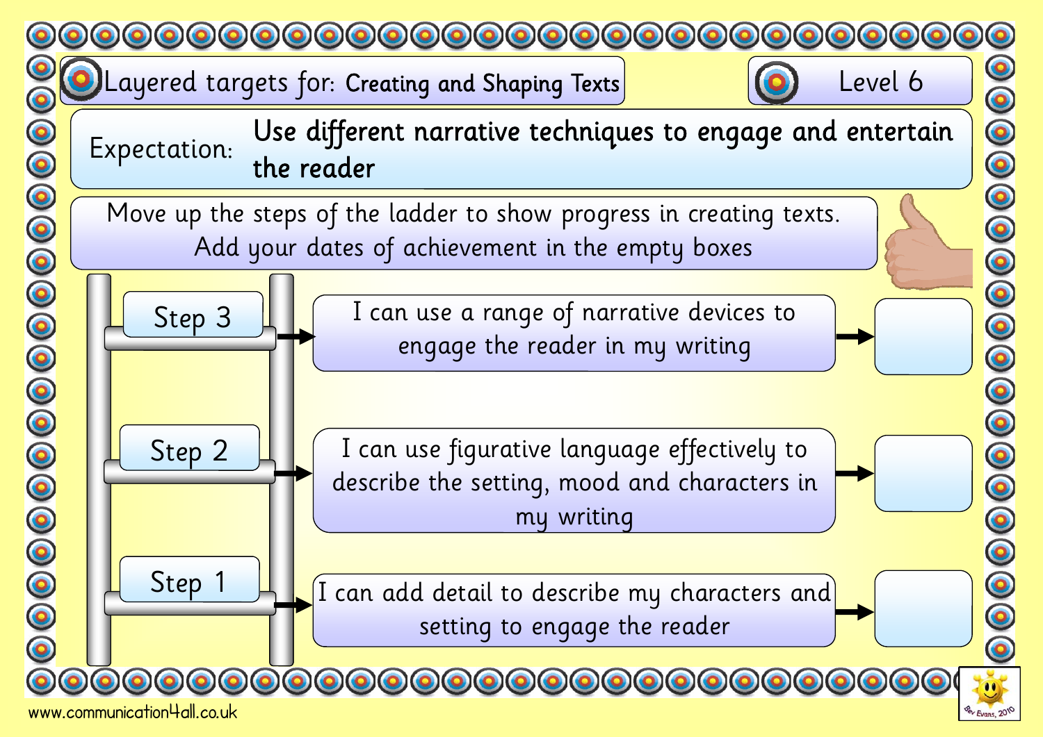# Layered targets for: Creating and Shaping Texts

Level 6

**Expectation:** Use different narrative techniques to engage and entertain the reader

Move up the steps of the ladder to show progress in creating texts. Add your dates of achievement in the empty boxes

| | | |
|---|---|---|
| Step 3 | I can use a range of narrative devices to engage the reader in my writing | |
| Step 2 | I can use figurative language effectively to describe the setting, mood and characters in my writing | |
| Step 1 | I can add detail to describe my characters and setting to engage the reader | |

www.communication4all.co.uk

Bev Evans, 2010